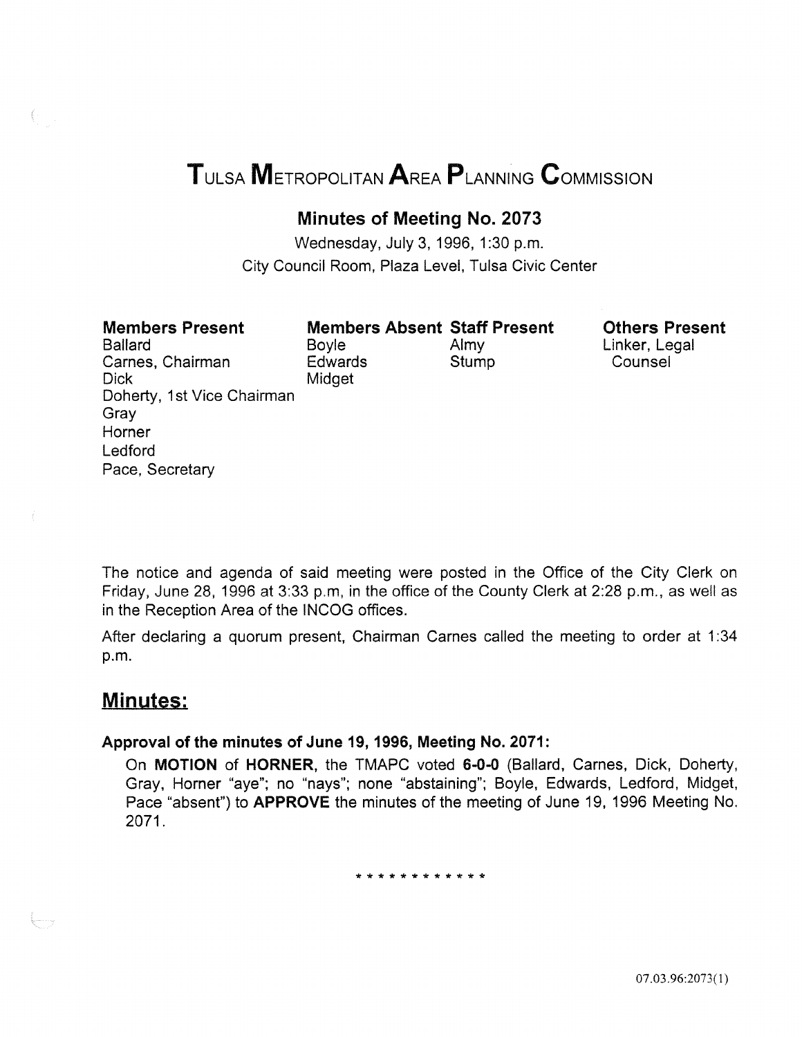# TULSA METROPOLITAN AREA PLANNING COMMISSION

## Minutes of Meeting No. 2073

Wednesday, July 3, 1996, 1:30 p.m.
City Council Room, Plaza Level, Tulsa Civic Center

| Members Present | Members Absent | Staff Present | Others Present |
|---|---|---|---|
| Ballard | Boyle | Almy | Linker, Legal Counsel |
| Carnes, Chairman | Edwards | Stump | |
| Dick | Midget | | |
| Doherty, 1st Vice Chairman | | | |
| Gray | | | |
| Horner | | | |
| Ledford | | | |
| Pace, Secretary | | | |

The notice and agenda of said meeting were posted in the Office of the City Clerk on Friday, June 28, 1996 at 3:33 p.m, in the office of the County Clerk at 2:28 p.m., as well as in the Reception Area of the INCOG offices.

After declaring a quorum present, Chairman Carnes called the meeting to order at 1:34 p.m.

## Minutes:

**Approval of the minutes of June 19, 1996, Meeting No. 2071:**

On **MOTION** of **HORNER**, the TMAPC voted **6-0-0** (Ballard, Carnes, Dick, Doherty, Gray, Horner "aye"; no "nays"; none "abstaining"; Boyle, Edwards, Ledford, Midget, Pace "absent") to **APPROVE** the minutes of the meeting of June 19, 1996 Meeting No. 2071.

\* \* \* \* \* \* \* \* \* \* \* \*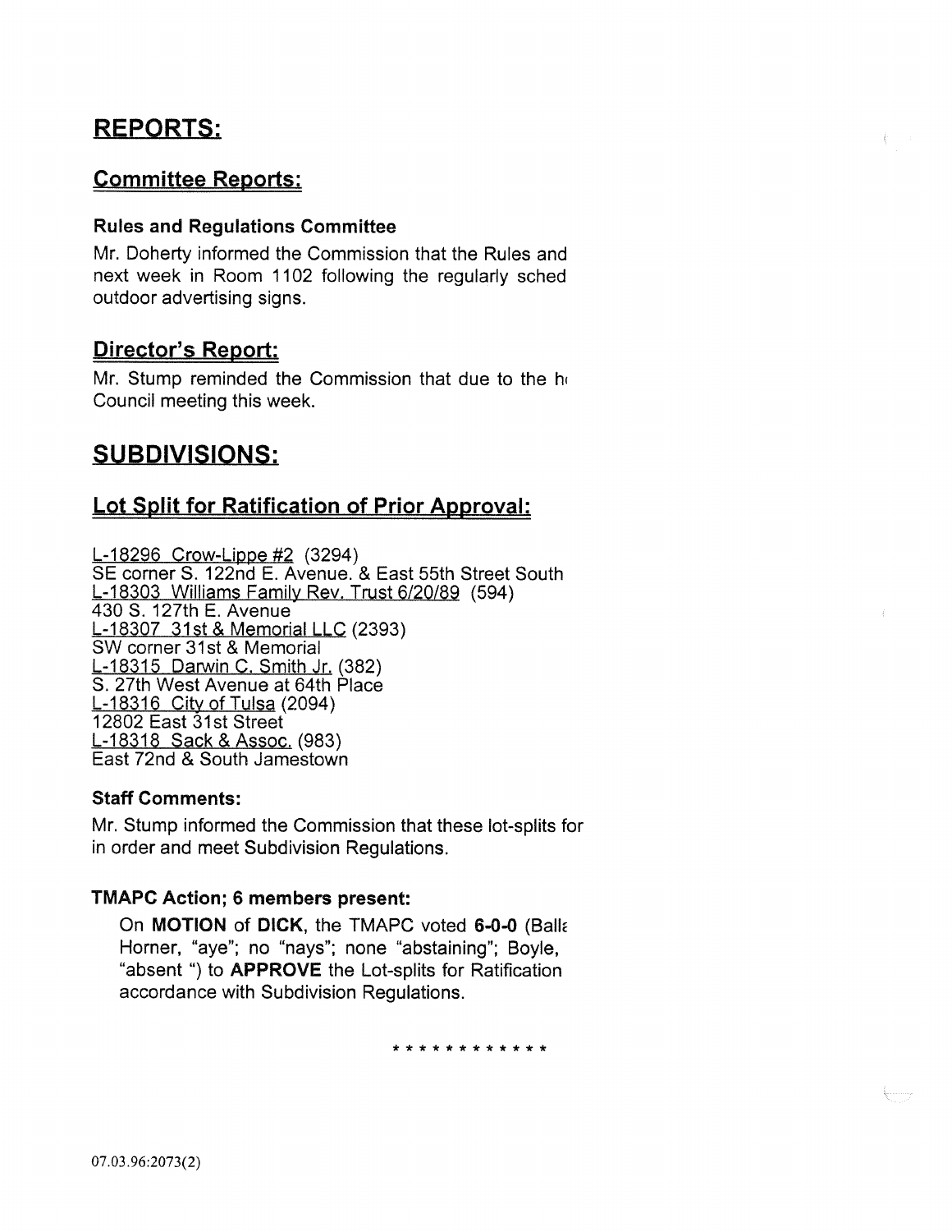# REPORTS:

## Committee Reports:

### Rules and Regulations Committee

Mr. Doherty informed the Commission that the Rules and next week in Room 1102 following the regularly sched outdoor advertising signs.

## Director's Report:

Mr. Stump reminded the Commission that due to the h Council meeting this week.

# SUBDIVISIONS:

## Lot Split for Ratification of Prior Approval:

L-18296 Crow-Lippe #2 (3294)
SE corner S. 122nd E. Avenue. & East 55th Street South
L-18303 Williams Family Rev. Trust 6/20/89 (594)
430 S. 127th E. Avenue
L-18307 31st & Memorial LLC (2393)
SW corner 31st & Memorial
L-18315 Darwin C. Smith Jr. (382)
S. 27th West Avenue at 64th Place
L-18316 City of Tulsa (2094)
12802 East 31st Street
L-18318 Sack & Assoc. (983)
East 72nd & South Jamestown

### Staff Comments:

Mr. Stump informed the Commission that these lot-splits for in order and meet Subdivision Regulations.

### TMAPC Action; 6 members present:

On **MOTION** of **DICK**, the TMAPC voted **6-0-0** (Balla Horner, "aye"; no "nays"; none "abstaining"; Boyle, "absent ") to **APPROVE** the Lot-splits for Ratification accordance with Subdivision Regulations.

* * * * * * * * * * * *

07.03.96:2073(2)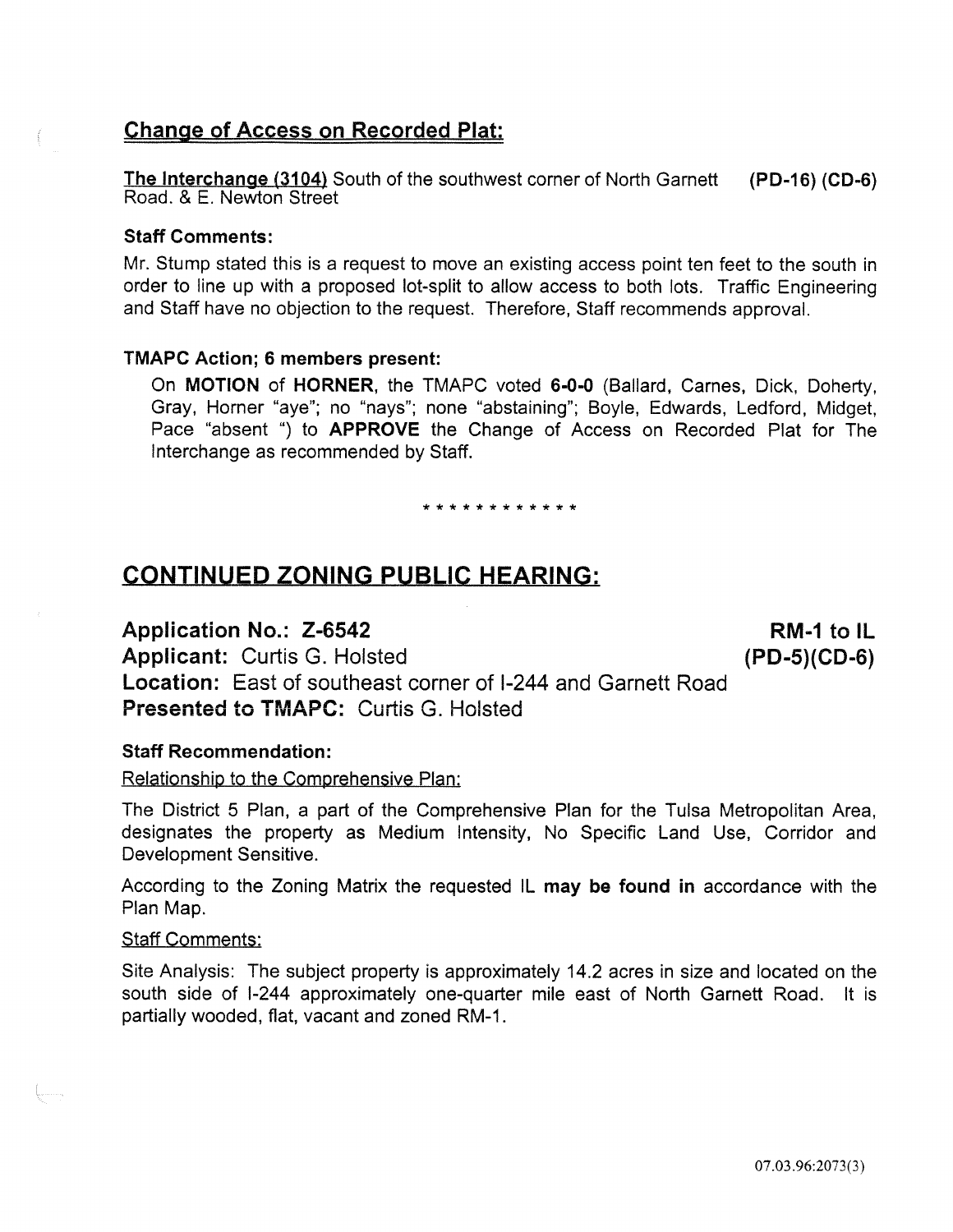## Change of Access on Recorded Plat:

**The Interchange (3104)** South of the southwest corner of North Garnett Road. & E. Newton Street **(PD-16) (CD-6)**

**Staff Comments:**

Mr. Stump stated this is a request to move an existing access point ten feet to the south in order to line up with a proposed lot-split to allow access to both lots. Traffic Engineering and Staff have no objection to the request. Therefore, Staff recommends approval.

**TMAPC Action; 6 members present:**

On **MOTION** of **HORNER**, the TMAPC voted **6-0-0** (Ballard, Carnes, Dick, Doherty, Gray, Horner "aye"; no "nays"; none "abstaining"; Boyle, Edwards, Ledford, Midget, Pace "absent ") to **APPROVE** the Change of Access on Recorded Plat for The Interchange as recommended by Staff.

* * * * * * * * * * * *

## CONTINUED ZONING PUBLIC HEARING:

**Application No.: Z-6542** **RM-1 to IL**
**Applicant:** Curtis G. Holsted **(PD-5)(CD-6)**
**Location:** East of southeast corner of I-244 and Garnett Road
**Presented to TMAPC:** Curtis G. Holsted

**Staff Recommendation:**

Relationship to the Comprehensive Plan:

The District 5 Plan, a part of the Comprehensive Plan for the Tulsa Metropolitan Area, designates the property as Medium Intensity, No Specific Land Use, Corridor and Development Sensitive.

According to the Zoning Matrix the requested IL **may be found in** accordance with the Plan Map.

Staff Comments:

Site Analysis: The subject property is approximately 14.2 acres in size and located on the south side of I-244 approximately one-quarter mile east of North Garnett Road. It is partially wooded, flat, vacant and zoned RM-1.

07.03.96:2073(3)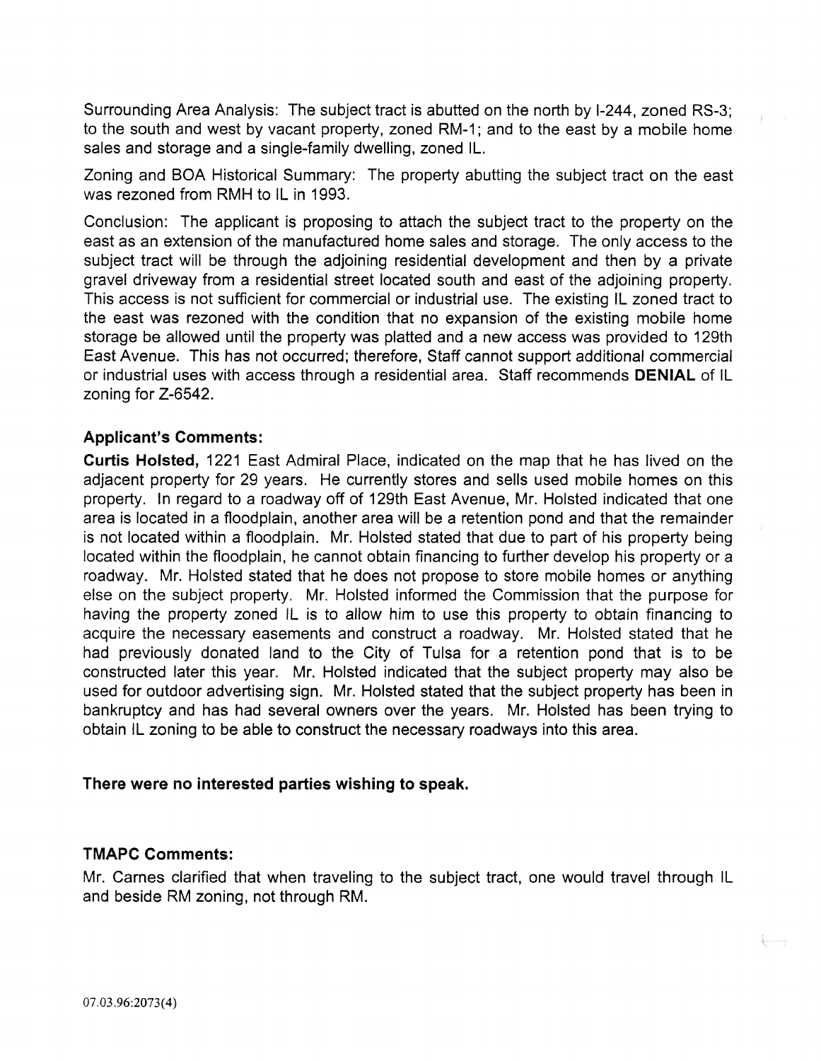Surrounding Area Analysis: The subject tract is abutted on the north by I-244, zoned RS-3; to the south and west by vacant property, zoned RM-1; and to the east by a mobile home sales and storage and a single-family dwelling, zoned IL.

Zoning and BOA Historical Summary: The property abutting the subject tract on the east was rezoned from RMH to IL in 1993.

Conclusion: The applicant is proposing to attach the subject tract to the property on the east as an extension of the manufactured home sales and storage. The only access to the subject tract will be through the adjoining residential development and then by a private gravel driveway from a residential street located south and east of the adjoining property. This access is not sufficient for commercial or industrial use. The existing IL zoned tract to the east was rezoned with the condition that no expansion of the existing mobile home storage be allowed until the property was platted and a new access was provided to 129th East Avenue. This has not occurred; therefore, Staff cannot support additional commercial or industrial uses with access through a residential area. Staff recommends **DENIAL** of IL zoning for Z-6542.

### Applicant's Comments:

**Curtis Holsted,** 1221 East Admiral Place, indicated on the map that he has lived on the adjacent property for 29 years. He currently stores and sells used mobile homes on this property. In regard to a roadway off of 129th East Avenue, Mr. Holsted indicated that one area is located in a floodplain, another area will be a retention pond and that the remainder is not located within a floodplain. Mr. Holsted stated that due to part of his property being located within the floodplain, he cannot obtain financing to further develop his property or a roadway. Mr. Holsted stated that he does not propose to store mobile homes or anything else on the subject property. Mr. Holsted informed the Commission that the purpose for having the property zoned IL is to allow him to use this property to obtain financing to acquire the necessary easements and construct a roadway. Mr. Holsted stated that he had previously donated land to the City of Tulsa for a retention pond that is to be constructed later this year. Mr. Holsted indicated that the subject property may also be used for outdoor advertising sign. Mr. Holsted stated that the subject property has been in bankruptcy and has had several owners over the years. Mr. Holsted has been trying to obtain IL zoning to be able to construct the necessary roadways into this area.

**There were no interested parties wishing to speak.**

### TMAPC Comments:

Mr. Carnes clarified that when traveling to the subject tract, one would travel through IL and beside RM zoning, not through RM.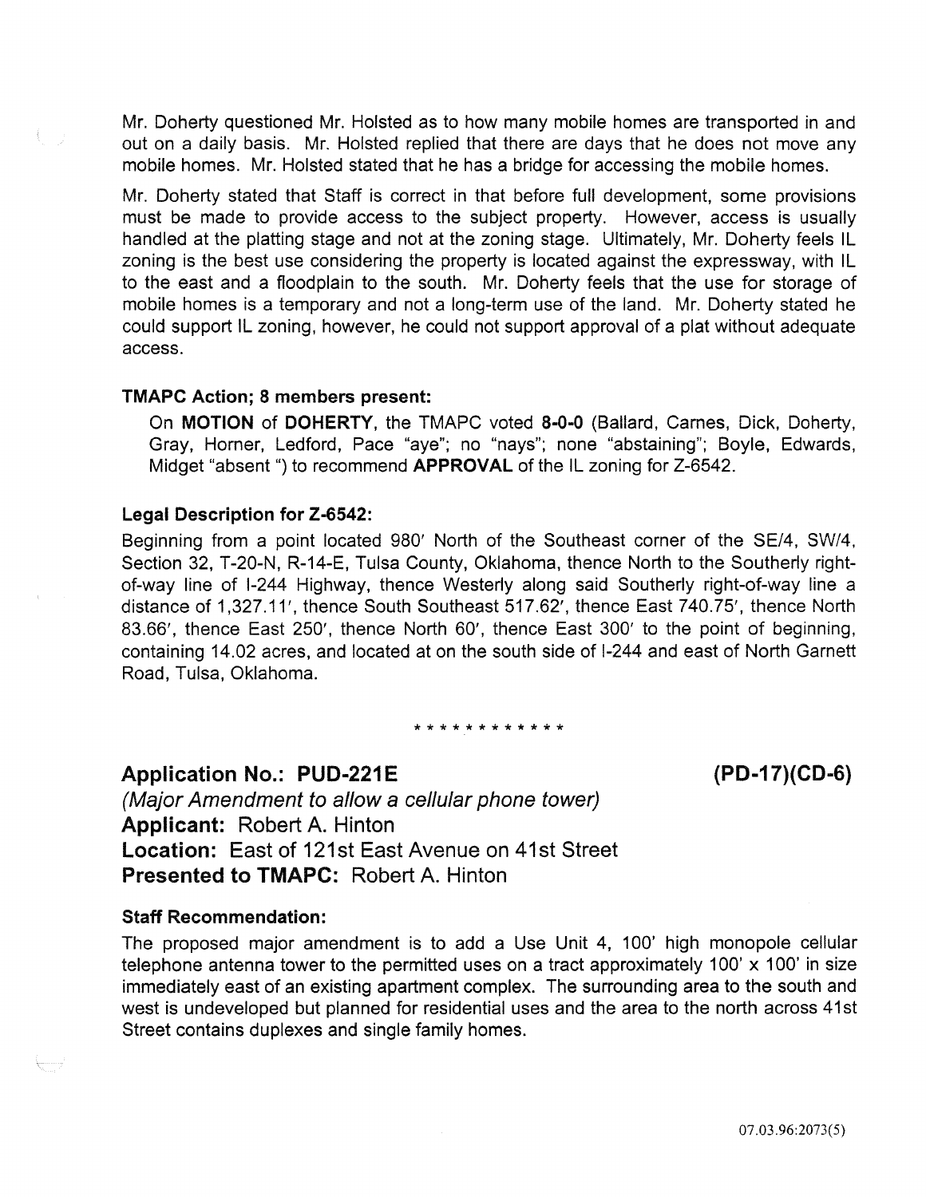Mr. Doherty questioned Mr. Holsted as to how many mobile homes are transported in and out on a daily basis. Mr. Holsted replied that there are days that he does not move any mobile homes. Mr. Holsted stated that he has a bridge for accessing the mobile homes.

Mr. Doherty stated that Staff is correct in that before full development, some provisions must be made to provide access to the subject property. However, access is usually handled at the platting stage and not at the zoning stage. Ultimately, Mr. Doherty feels IL zoning is the best use considering the property is located against the expressway, with IL to the east and a floodplain to the south. Mr. Doherty feels that the use for storage of mobile homes is a temporary and not a long-term use of the land. Mr. Doherty stated he could support IL zoning, however, he could not support approval of a plat without adequate access.

**TMAPC Action; 8 members present:**

On **MOTION** of **DOHERTY**, the TMAPC voted **8-0-0** (Ballard, Carnes, Dick, Doherty, Gray, Horner, Ledford, Pace "aye"; no "nays"; none "abstaining"; Boyle, Edwards, Midget "absent ") to recommend **APPROVAL** of the IL zoning for Z-6542.

**Legal Description for Z-6542:**

Beginning from a point located 980' North of the Southeast corner of the SE/4, SW/4, Section 32, T-20-N, R-14-E, Tulsa County, Oklahoma, thence North to the Southerly right-of-way line of I-244 Highway, thence Westerly along said Southerly right-of-way line a distance of 1,327.11', thence South Southeast 517.62', thence East 740.75', thence North 83.66', thence East 250', thence North 60', thence East 300' to the point of beginning, containing 14.02 acres, and located at on the south side of I-244 and east of North Garnett Road, Tulsa, Oklahoma.

\* \* \* \* \* \* \* \* \* \* \* \*

**Application No.: PUD-221E** **(PD-17)(CD-6)**

*(Major Amendment to allow a cellular phone tower)*

**Applicant:** Robert A. Hinton

**Location:** East of 121st East Avenue on 41st Street

**Presented to TMAPC:** Robert A. Hinton

**Staff Recommendation:**

The proposed major amendment is to add a Use Unit 4, 100' high monopole cellular telephone antenna tower to the permitted uses on a tract approximately 100' x 100' in size immediately east of an existing apartment complex. The surrounding area to the south and west is undeveloped but planned for residential uses and the area to the north across 41st Street contains duplexes and single family homes.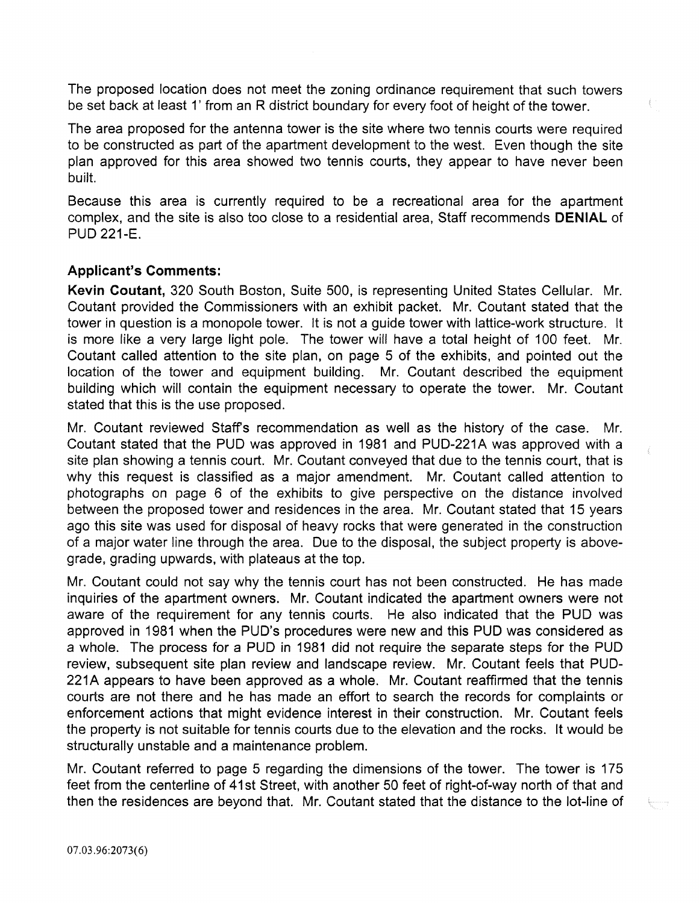The proposed location does not meet the zoning ordinance requirement that such towers be set back at least 1' from an R district boundary for every foot of height of the tower.

The area proposed for the antenna tower is the site where two tennis courts were required to be constructed as part of the apartment development to the west. Even though the site plan approved for this area showed two tennis courts, they appear to have never been built.

Because this area is currently required to be a recreational area for the apartment complex, and the site is also too close to a residential area, Staff recommends **DENIAL** of PUD 221-E.

**Applicant's Comments:**

**Kevin Coutant,** 320 South Boston, Suite 500, is representing United States Cellular. Mr. Coutant provided the Commissioners with an exhibit packet. Mr. Coutant stated that the tower in question is a monopole tower. It is not a guide tower with lattice-work structure. It is more like a very large light pole. The tower will have a total height of 100 feet. Mr. Coutant called attention to the site plan, on page 5 of the exhibits, and pointed out the location of the tower and equipment building. Mr. Coutant described the equipment building which will contain the equipment necessary to operate the tower. Mr. Coutant stated that this is the use proposed.

Mr. Coutant reviewed Staff's recommendation as well as the history of the case. Mr. Coutant stated that the PUD was approved in 1981 and PUD-221A was approved with a site plan showing a tennis court. Mr. Coutant conveyed that due to the tennis court, that is why this request is classified as a major amendment. Mr. Coutant called attention to photographs on page 6 of the exhibits to give perspective on the distance involved between the proposed tower and residences in the area. Mr. Coutant stated that 15 years ago this site was used for disposal of heavy rocks that were generated in the construction of a major water line through the area. Due to the disposal, the subject property is above-grade, grading upwards, with plateaus at the top.

Mr. Coutant could not say why the tennis court has not been constructed. He has made inquiries of the apartment owners. Mr. Coutant indicated the apartment owners were not aware of the requirement for any tennis courts. He also indicated that the PUD was approved in 1981 when the PUD's procedures were new and this PUD was considered as a whole. The process for a PUD in 1981 did not require the separate steps for the PUD review, subsequent site plan review and landscape review. Mr. Coutant feels that PUD-221A appears to have been approved as a whole. Mr. Coutant reaffirmed that the tennis courts are not there and he has made an effort to search the records for complaints or enforcement actions that might evidence interest in their construction. Mr. Coutant feels the property is not suitable for tennis courts due to the elevation and the rocks. It would be structurally unstable and a maintenance problem.

Mr. Coutant referred to page 5 regarding the dimensions of the tower. The tower is 175 feet from the centerline of 41st Street, with another 50 feet of right-of-way north of that and then the residences are beyond that. Mr. Coutant stated that the distance to the lot-line of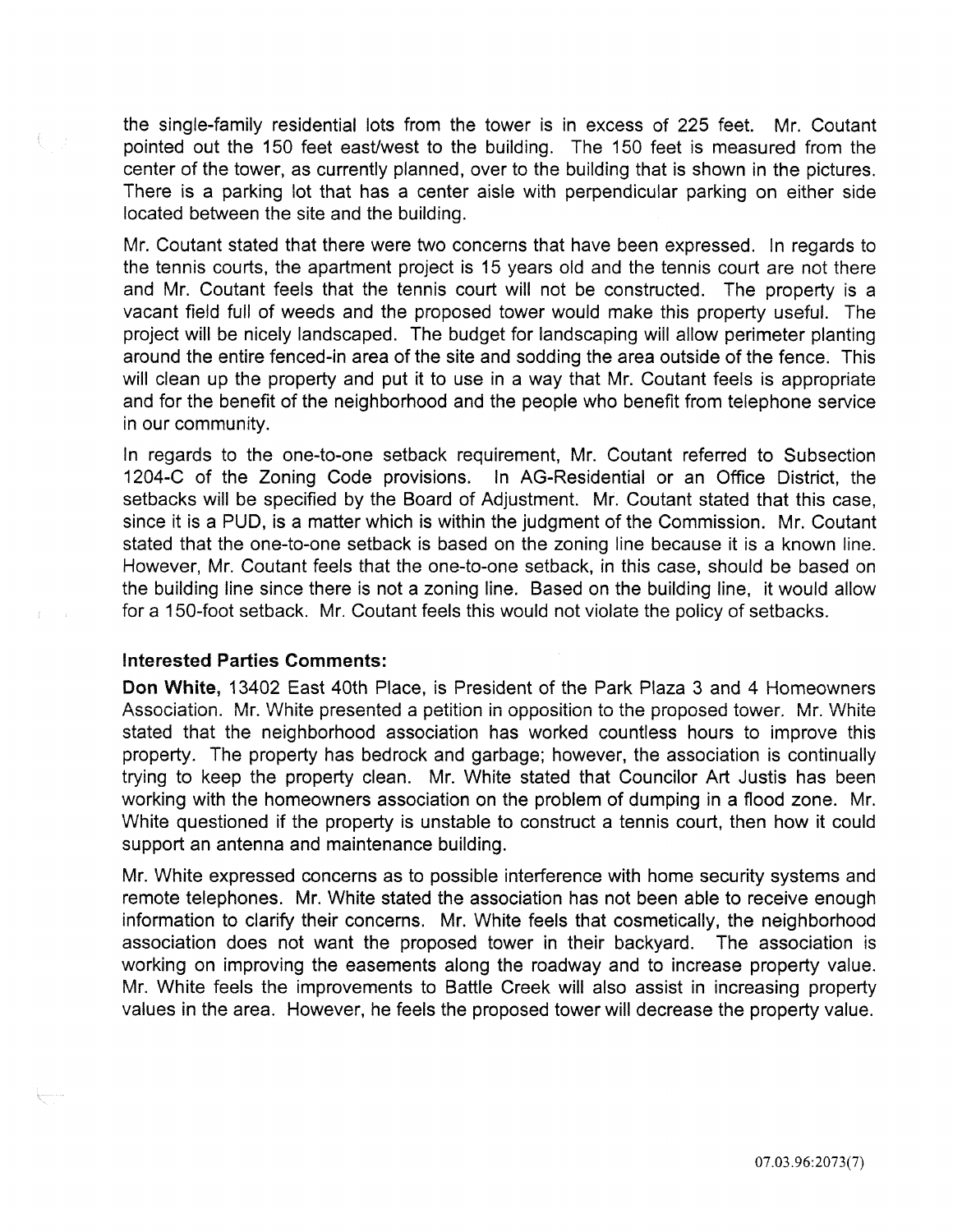the single-family residential lots from the tower is in excess of 225 feet. Mr. Coutant pointed out the 150 feet east/west to the building. The 150 feet is measured from the center of the tower, as currently planned, over to the building that is shown in the pictures. There is a parking lot that has a center aisle with perpendicular parking on either side located between the site and the building.

Mr. Coutant stated that there were two concerns that have been expressed. In regards to the tennis courts, the apartment project is 15 years old and the tennis court are not there and Mr. Coutant feels that the tennis court will not be constructed. The property is a vacant field full of weeds and the proposed tower would make this property useful. The project will be nicely landscaped. The budget for landscaping will allow perimeter planting around the entire fenced-in area of the site and sodding the area outside of the fence. This will clean up the property and put it to use in a way that Mr. Coutant feels is appropriate and for the benefit of the neighborhood and the people who benefit from telephone service in our community.

In regards to the one-to-one setback requirement, Mr. Coutant referred to Subsection 1204-C of the Zoning Code provisions. In AG-Residential or an Office District, the setbacks will be specified by the Board of Adjustment. Mr. Coutant stated that this case, since it is a PUD, is a matter which is within the judgment of the Commission. Mr. Coutant stated that the one-to-one setback is based on the zoning line because it is a known line. However, Mr. Coutant feels that the one-to-one setback, in this case, should be based on the building line since there is not a zoning line. Based on the building line, it would allow for a 150-foot setback. Mr. Coutant feels this would not violate the policy of setbacks.

**Interested Parties Comments:**

**Don White,** 13402 East 40th Place, is President of the Park Plaza 3 and 4 Homeowners Association. Mr. White presented a petition in opposition to the proposed tower. Mr. White stated that the neighborhood association has worked countless hours to improve this property. The property has bedrock and garbage; however, the association is continually trying to keep the property clean. Mr. White stated that Councilor Art Justis has been working with the homeowners association on the problem of dumping in a flood zone. Mr. White questioned if the property is unstable to construct a tennis court, then how it could support an antenna and maintenance building.

Mr. White expressed concerns as to possible interference with home security systems and remote telephones. Mr. White stated the association has not been able to receive enough information to clarify their concerns. Mr. White feels that cosmetically, the neighborhood association does not want the proposed tower in their backyard. The association is working on improving the easements along the roadway and to increase property value. Mr. White feels the improvements to Battle Creek will also assist in increasing property values in the area. However, he feels the proposed tower will decrease the property value.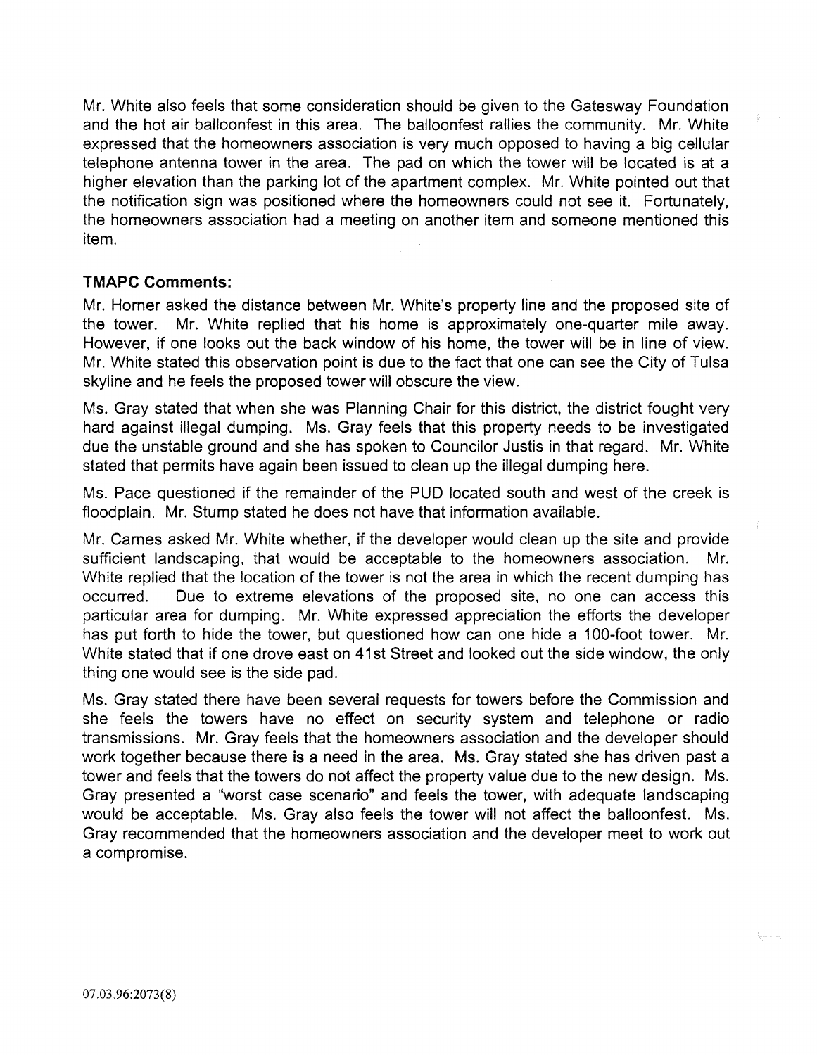Mr. White also feels that some consideration should be given to the Gatesway Foundation and the hot air balloonfest in this area. The balloonfest rallies the community. Mr. White expressed that the homeowners association is very much opposed to having a big cellular telephone antenna tower in the area. The pad on which the tower will be located is at a higher elevation than the parking lot of the apartment complex. Mr. White pointed out that the notification sign was positioned where the homeowners could not see it. Fortunately, the homeowners association had a meeting on another item and someone mentioned this item.

**TMAPC Comments:**

Mr. Horner asked the distance between Mr. White's property line and the proposed site of the tower. Mr. White replied that his home is approximately one-quarter mile away. However, if one looks out the back window of his home, the tower will be in line of view. Mr. White stated this observation point is due to the fact that one can see the City of Tulsa skyline and he feels the proposed tower will obscure the view.

Ms. Gray stated that when she was Planning Chair for this district, the district fought very hard against illegal dumping. Ms. Gray feels that this property needs to be investigated due the unstable ground and she has spoken to Councilor Justis in that regard. Mr. White stated that permits have again been issued to clean up the illegal dumping here.

Ms. Pace questioned if the remainder of the PUD located south and west of the creek is floodplain. Mr. Stump stated he does not have that information available.

Mr. Carnes asked Mr. White whether, if the developer would clean up the site and provide sufficient landscaping, that would be acceptable to the homeowners association. Mr. White replied that the location of the tower is not the area in which the recent dumping has occurred. Due to extreme elevations of the proposed site, no one can access this particular area for dumping. Mr. White expressed appreciation the efforts the developer has put forth to hide the tower, but questioned how can one hide a 100-foot tower. Mr. White stated that if one drove east on 41st Street and looked out the side window, the only thing one would see is the side pad.

Ms. Gray stated there have been several requests for towers before the Commission and she feels the towers have no effect on security system and telephone or radio transmissions. Mr. Gray feels that the homeowners association and the developer should work together because there is a need in the area. Ms. Gray stated she has driven past a tower and feels that the towers do not affect the property value due to the new design. Ms. Gray presented a "worst case scenario" and feels the tower, with adequate landscaping would be acceptable. Ms. Gray also feels the tower will not affect the balloonfest. Ms. Gray recommended that the homeowners association and the developer meet to work out a compromise.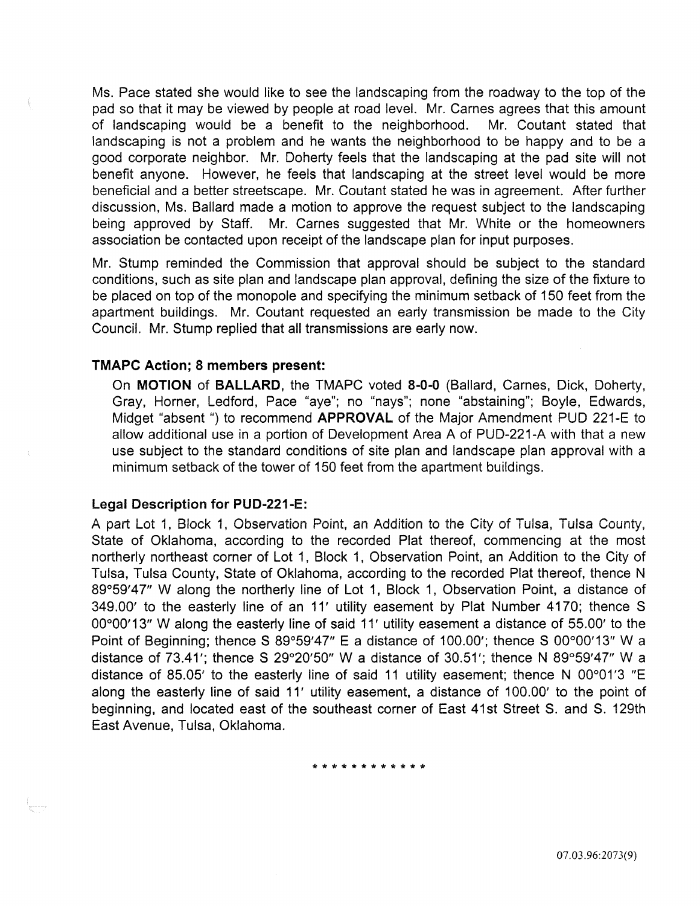Ms. Pace stated she would like to see the landscaping from the roadway to the top of the pad so that it may be viewed by people at road level. Mr. Carnes agrees that this amount of landscaping would be a benefit to the neighborhood. Mr. Coutant stated that landscaping is not a problem and he wants the neighborhood to be happy and to be a good corporate neighbor. Mr. Doherty feels that the landscaping at the pad site will not benefit anyone. However, he feels that landscaping at the street level would be more beneficial and a better streetscape. Mr. Coutant stated he was in agreement. After further discussion, Ms. Ballard made a motion to approve the request subject to the landscaping being approved by Staff. Mr. Carnes suggested that Mr. White or the homeowners association be contacted upon receipt of the landscape plan for input purposes.

Mr. Stump reminded the Commission that approval should be subject to the standard conditions, such as site plan and landscape plan approval, defining the size of the fixture to be placed on top of the monopole and specifying the minimum setback of 150 feet from the apartment buildings. Mr. Coutant requested an early transmission be made to the City Council. Mr. Stump replied that all transmissions are early now.

**TMAPC Action; 8 members present:**

On **MOTION** of **BALLARD**, the TMAPC voted **8-0-0** (Ballard, Carnes, Dick, Doherty, Gray, Horner, Ledford, Pace "aye"; no "nays"; none "abstaining"; Boyle, Edwards, Midget "absent ") to recommend **APPROVAL** of the Major Amendment PUD 221-E to allow additional use in a portion of Development Area A of PUD-221-A with that a new use subject to the standard conditions of site plan and landscape plan approval with a minimum setback of the tower of 150 feet from the apartment buildings.

**Legal Description for PUD-221-E:**

A part Lot 1, Block 1, Observation Point, an Addition to the City of Tulsa, Tulsa County, State of Oklahoma, according to the recorded Plat thereof, commencing at the most northerly northeast corner of Lot 1, Block 1, Observation Point, an Addition to the City of Tulsa, Tulsa County, State of Oklahoma, according to the recorded Plat thereof, thence N 89°59'47" W along the northerly line of Lot 1, Block 1, Observation Point, a distance of 349.00' to the easterly line of an 11' utility easement by Plat Number 4170; thence S 00°00'13" W along the easterly line of said 11' utility easement a distance of 55.00' to the Point of Beginning; thence S 89°59'47" E a distance of 100.00'; thence S 00°00'13" W a distance of 73.41'; thence S 29°20'50" W a distance of 30.51'; thence N 89°59'47" W a distance of 85.05' to the easterly line of said 11 utility easement; thence N 00°01'3 "E along the easterly line of said 11' utility easement, a distance of 100.00' to the point of beginning, and located east of the southeast corner of East 41st Street S. and S. 129th East Avenue, Tulsa, Oklahoma.

\* \* \* \* \* \* \* \* \* \* \* \*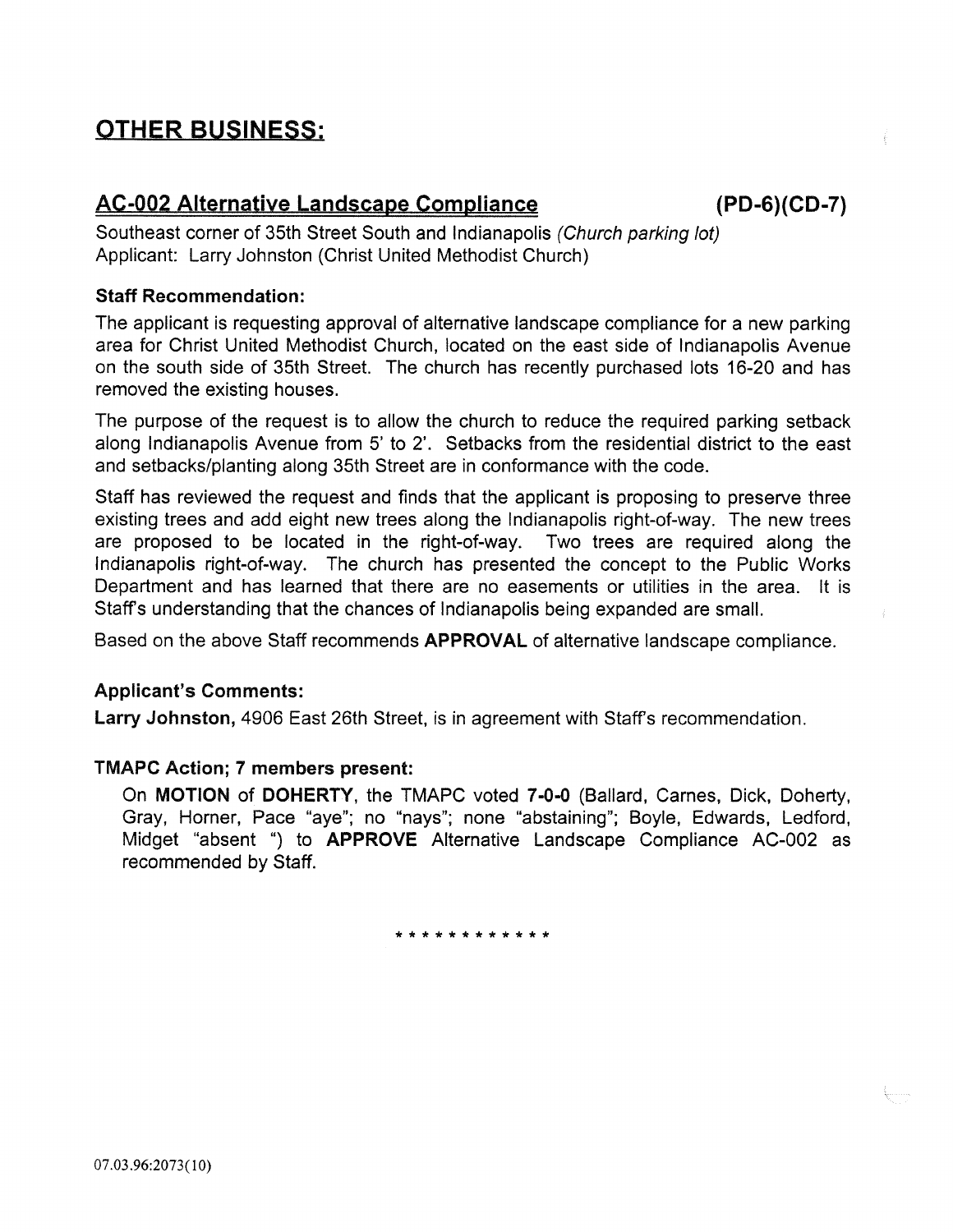## OTHER BUSINESS:

### AC-002 Alternative Landscape Compliance (PD-6)(CD-7)

Southeast corner of 35th Street South and Indianapolis *(Church parking lot)*
Applicant: Larry Johnston (Christ United Methodist Church)

**Staff Recommendation:**

The applicant is requesting approval of alternative landscape compliance for a new parking area for Christ United Methodist Church, located on the east side of Indianapolis Avenue on the south side of 35th Street. The church has recently purchased lots 16-20 and has removed the existing houses.

The purpose of the request is to allow the church to reduce the required parking setback along Indianapolis Avenue from 5' to 2'. Setbacks from the residential district to the east and setbacks/planting along 35th Street are in conformance with the code.

Staff has reviewed the request and finds that the applicant is proposing to preserve three existing trees and add eight new trees along the Indianapolis right-of-way. The new trees are proposed to be located in the right-of-way. Two trees are required along the Indianapolis right-of-way. The church has presented the concept to the Public Works Department and has learned that there are no easements or utilities in the area. It is Staff's understanding that the chances of Indianapolis being expanded are small.

Based on the above Staff recommends **APPROVAL** of alternative landscape compliance.

**Applicant's Comments:**

**Larry Johnston,** 4906 East 26th Street, is in agreement with Staff's recommendation.

**TMAPC Action; 7 members present:**

On **MOTION** of **DOHERTY**, the TMAPC voted **7-0-0** (Ballard, Carnes, Dick, Doherty, Gray, Horner, Pace "aye"; no "nays"; none "abstaining"; Boyle, Edwards, Ledford, Midget "absent ") to **APPROVE** Alternative Landscape Compliance AC-002 as recommended by Staff.

* * * * * * * * * * * *

07.03.96:2073(10)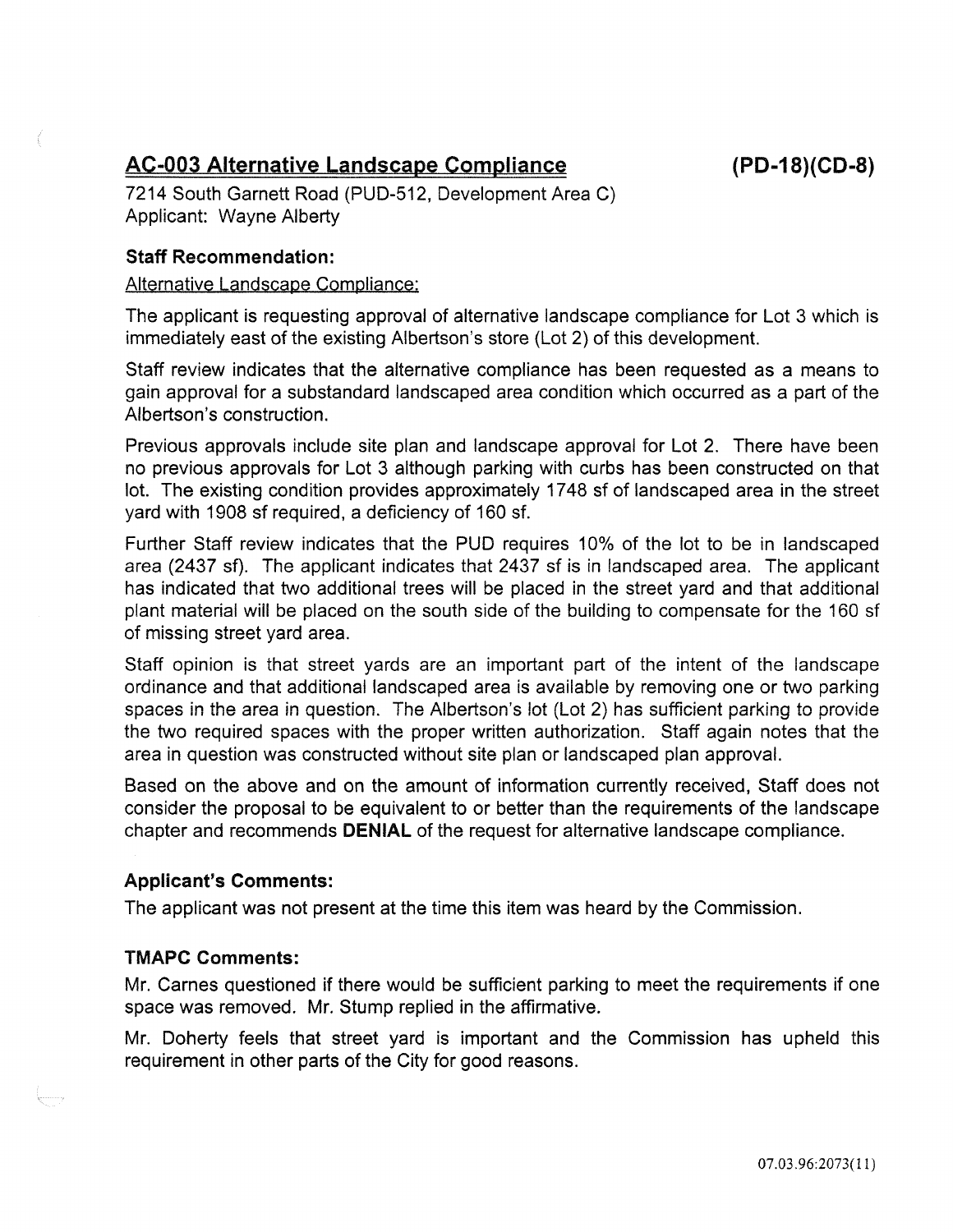## AC-003 Alternative Landscape Compliance (PD-18)(CD-8)

7214 South Garnett Road (PUD-512, Development Area C)
Applicant: Wayne Alberty

### Staff Recommendation:

Alternative Landscape Compliance:

The applicant is requesting approval of alternative landscape compliance for Lot 3 which is immediately east of the existing Albertson's store (Lot 2) of this development.

Staff review indicates that the alternative compliance has been requested as a means to gain approval for a substandard landscaped area condition which occurred as a part of the Albertson's construction.

Previous approvals include site plan and landscape approval for Lot 2. There have been no previous approvals for Lot 3 although parking with curbs has been constructed on that lot. The existing condition provides approximately 1748 sf of landscaped area in the street yard with 1908 sf required, a deficiency of 160 sf.

Further Staff review indicates that the PUD requires 10% of the lot to be in landscaped area (2437 sf). The applicant indicates that 2437 sf is in landscaped area. The applicant has indicated that two additional trees will be placed in the street yard and that additional plant material will be placed on the south side of the building to compensate for the 160 sf of missing street yard area.

Staff opinion is that street yards are an important part of the intent of the landscape ordinance and that additional landscaped area is available by removing one or two parking spaces in the area in question. The Albertson's lot (Lot 2) has sufficient parking to provide the two required spaces with the proper written authorization. Staff again notes that the area in question was constructed without site plan or landscaped plan approval.

Based on the above and on the amount of information currently received, Staff does not consider the proposal to be equivalent to or better than the requirements of the landscape chapter and recommends **DENIAL** of the request for alternative landscape compliance.

### Applicant's Comments:

The applicant was not present at the time this item was heard by the Commission.

### TMAPC Comments:

Mr. Carnes questioned if there would be sufficient parking to meet the requirements if one space was removed. Mr. Stump replied in the affirmative.

Mr. Doherty feels that street yard is important and the Commission has upheld this requirement in other parts of the City for good reasons.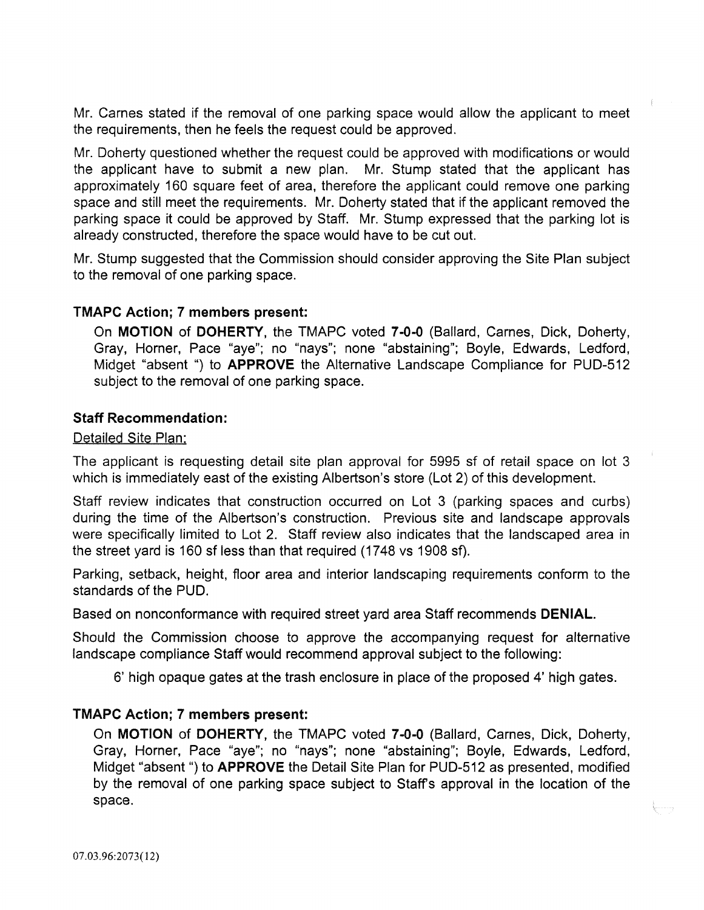Mr. Carnes stated if the removal of one parking space would allow the applicant to meet the requirements, then he feels the request could be approved.

Mr. Doherty questioned whether the request could be approved with modifications or would the applicant have to submit a new plan. Mr. Stump stated that the applicant has approximately 160 square feet of area, therefore the applicant could remove one parking space and still meet the requirements. Mr. Doherty stated that if the applicant removed the parking space it could be approved by Staff. Mr. Stump expressed that the parking lot is already constructed, therefore the space would have to be cut out.

Mr. Stump suggested that the Commission should consider approving the Site Plan subject to the removal of one parking space.

**TMAPC Action; 7 members present:**

On **MOTION** of **DOHERTY**, the TMAPC voted **7-0-0** (Ballard, Carnes, Dick, Doherty, Gray, Horner, Pace "aye"; no "nays"; none "abstaining"; Boyle, Edwards, Ledford, Midget "absent ") to **APPROVE** the Alternative Landscape Compliance for PUD-512 subject to the removal of one parking space.

**Staff Recommendation:**

Detailed Site Plan:

The applicant is requesting detail site plan approval for 5995 sf of retail space on lot 3 which is immediately east of the existing Albertson's store (Lot 2) of this development.

Staff review indicates that construction occurred on Lot 3 (parking spaces and curbs) during the time of the Albertson's construction. Previous site and landscape approvals were specifically limited to Lot 2. Staff review also indicates that the landscaped area in the street yard is 160 sf less than that required (1748 vs 1908 sf).

Parking, setback, height, floor area and interior landscaping requirements conform to the standards of the PUD.

Based on nonconformance with required street yard area Staff recommends **DENIAL**.

Should the Commission choose to approve the accompanying request for alternative landscape compliance Staff would recommend approval subject to the following:

6' high opaque gates at the trash enclosure in place of the proposed 4' high gates.

**TMAPC Action; 7 members present:**

On **MOTION** of **DOHERTY**, the TMAPC voted **7-0-0** (Ballard, Carnes, Dick, Doherty, Gray, Horner, Pace "aye"; no "nays"; none "abstaining"; Boyle, Edwards, Ledford, Midget "absent ") to **APPROVE** the Detail Site Plan for PUD-512 as presented, modified by the removal of one parking space subject to Staff's approval in the location of the space.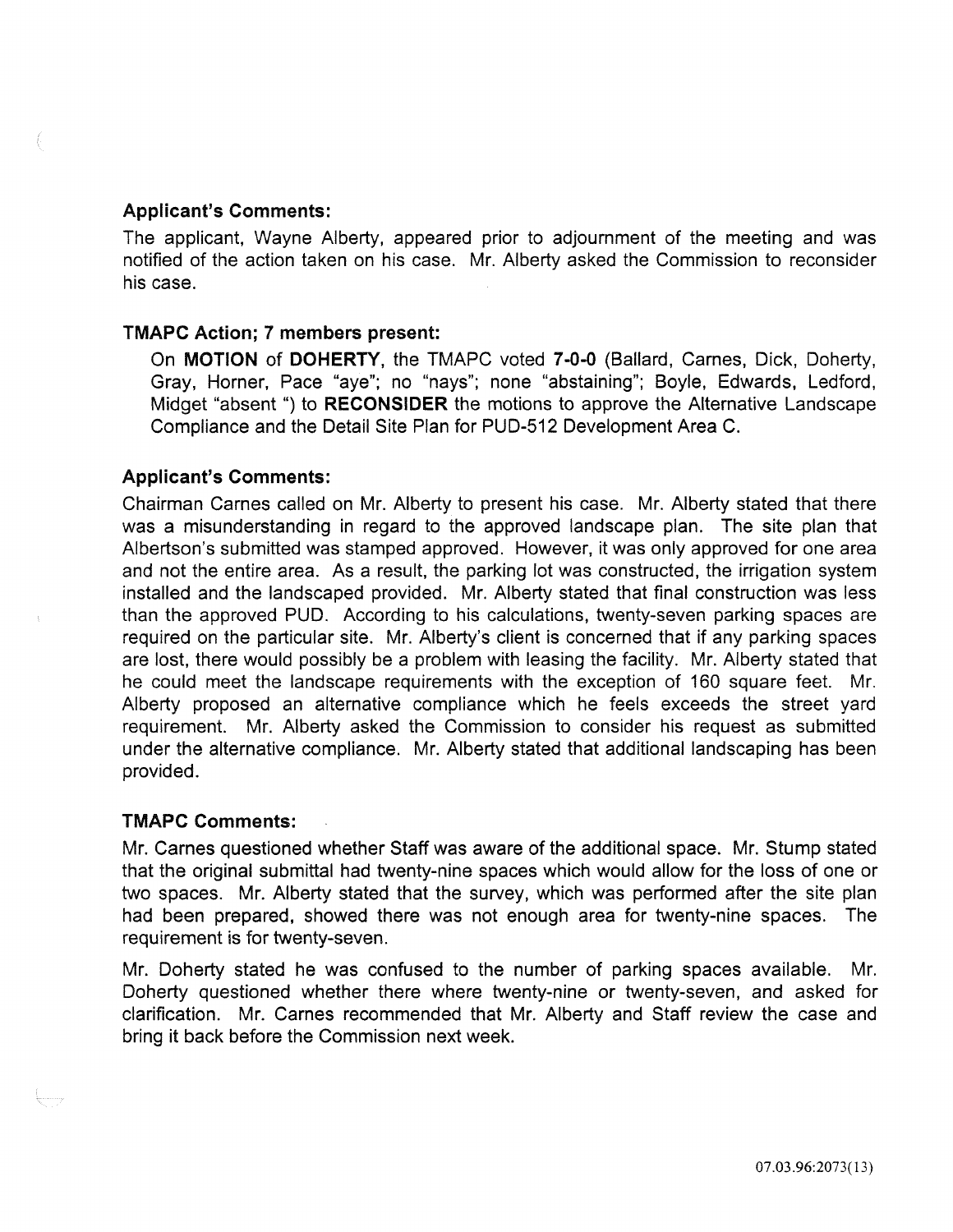**Applicant's Comments:**

The applicant, Wayne Alberty, appeared prior to adjournment of the meeting and was notified of the action taken on his case. Mr. Alberty asked the Commission to reconsider his case.

**TMAPC Action; 7 members present:**

On **MOTION** of **DOHERTY**, the TMAPC voted **7-0-0** (Ballard, Carnes, Dick, Doherty, Gray, Horner, Pace "aye"; no "nays"; none "abstaining"; Boyle, Edwards, Ledford, Midget "absent ") to **RECONSIDER** the motions to approve the Alternative Landscape Compliance and the Detail Site Plan for PUD-512 Development Area C.

**Applicant's Comments:**

Chairman Carnes called on Mr. Alberty to present his case. Mr. Alberty stated that there was a misunderstanding in regard to the approved landscape plan. The site plan that Albertson's submitted was stamped approved. However, it was only approved for one area and not the entire area. As a result, the parking lot was constructed, the irrigation system installed and the landscaped provided. Mr. Alberty stated that final construction was less than the approved PUD. According to his calculations, twenty-seven parking spaces are required on the particular site. Mr. Alberty's client is concerned that if any parking spaces are lost, there would possibly be a problem with leasing the facility. Mr. Alberty stated that he could meet the landscape requirements with the exception of 160 square feet. Mr. Alberty proposed an alternative compliance which he feels exceeds the street yard requirement. Mr. Alberty asked the Commission to consider his request as submitted under the alternative compliance. Mr. Alberty stated that additional landscaping has been provided.

**TMAPC Comments:**

Mr. Carnes questioned whether Staff was aware of the additional space. Mr. Stump stated that the original submittal had twenty-nine spaces which would allow for the loss of one or two spaces. Mr. Alberty stated that the survey, which was performed after the site plan had been prepared, showed there was not enough area for twenty-nine spaces. The requirement is for twenty-seven.

Mr. Doherty stated he was confused to the number of parking spaces available. Mr. Doherty questioned whether there where twenty-nine or twenty-seven, and asked for clarification. Mr. Carnes recommended that Mr. Alberty and Staff review the case and bring it back before the Commission next week.

07.03.96:2073(13)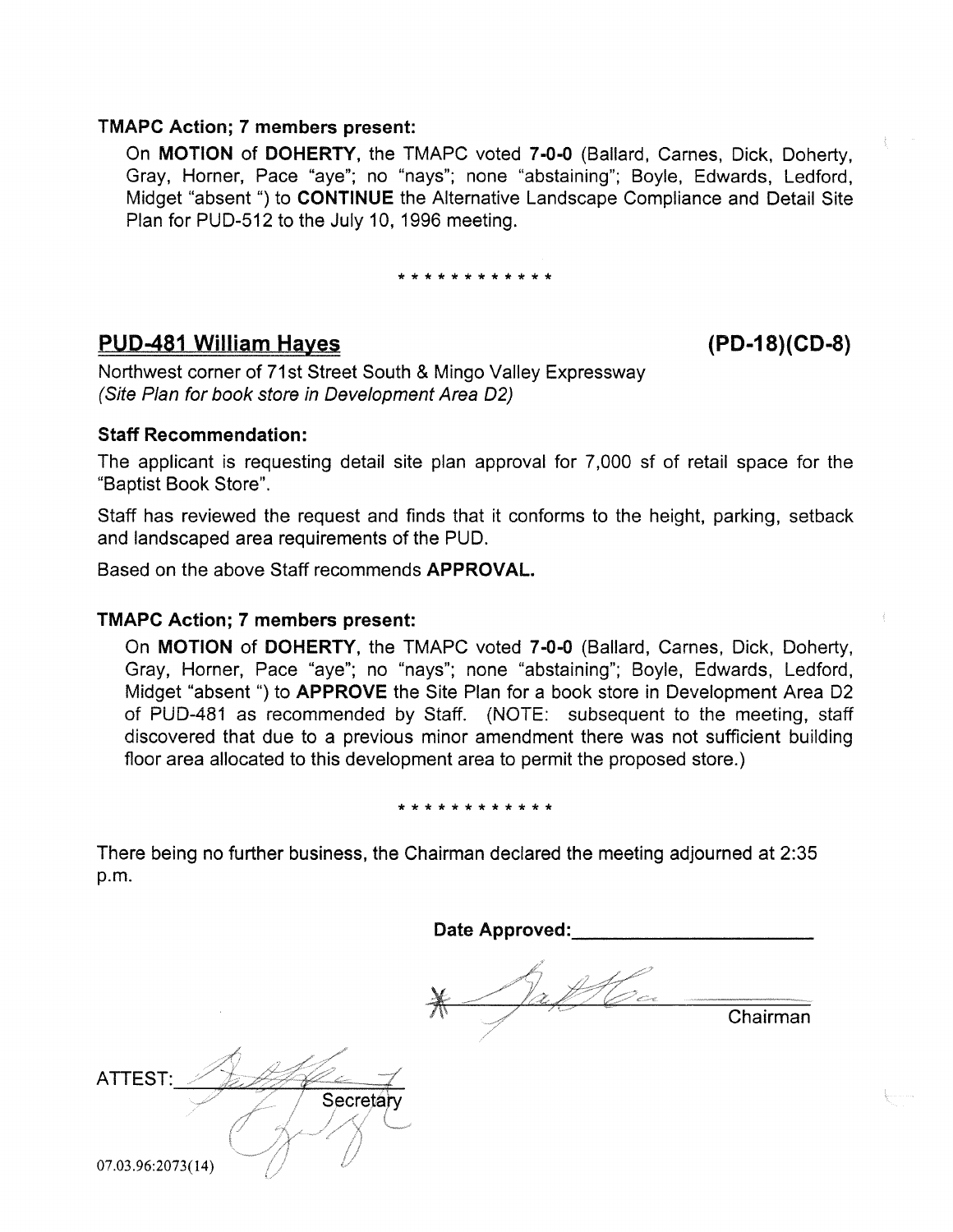**TMAPC Action; 7 members present:**

On **MOTION** of **DOHERTY**, the TMAPC voted **7-0-0** (Ballard, Carnes, Dick, Doherty, Gray, Horner, Pace "aye"; no "nays"; none "abstaining"; Boyle, Edwards, Ledford, Midget "absent ") to **CONTINUE** the Alternative Landscape Compliance and Detail Site Plan for PUD-512 to the July 10, 1996 meeting.

\* \* \* \* \* \* \* \* \* \* \* \*

## PUD-481 William Hayes (PD-18)(CD-8)

Northwest corner of 71st Street South & Mingo Valley Expressway
*(Site Plan for book store in Development Area D2)*

**Staff Recommendation:**

The applicant is requesting detail site plan approval for 7,000 sf of retail space for the "Baptist Book Store".

Staff has reviewed the request and finds that it conforms to the height, parking, setback and landscaped area requirements of the PUD.

Based on the above Staff recommends **APPROVAL.**

**TMAPC Action; 7 members present:**

On **MOTION** of **DOHERTY**, the TMAPC voted **7-0-0** (Ballard, Carnes, Dick, Doherty, Gray, Horner, Pace "aye"; no "nays"; none "abstaining"; Boyle, Edwards, Ledford, Midget "absent ") to **APPROVE** the Site Plan for a book store in Development Area D2 of PUD-481 as recommended by Staff. (NOTE: subsequent to the meeting, staff discovered that due to a previous minor amendment there was not sufficient building floor area allocated to this development area to permit the proposed store.)

\* \* \* \* \* \* \* \* \* \* \* \*

There being no further business, the Chairman declared the meeting adjourned at 2:35 p.m.

**Date Approved:**\_\_\_\_\_\_\_\_\_\_\_\_\_\_\_\_\_\_\_\_

\_\_\_\_\_\_\_\_\_\_\_\_\_\_\_\_\_\_\_\_ Chairman

ATTEST: \_\_\_\_\_\_\_\_\_\_\_\_\_\_\_\_\_\_\_\_
Secretary

07.03.96:2073(14)